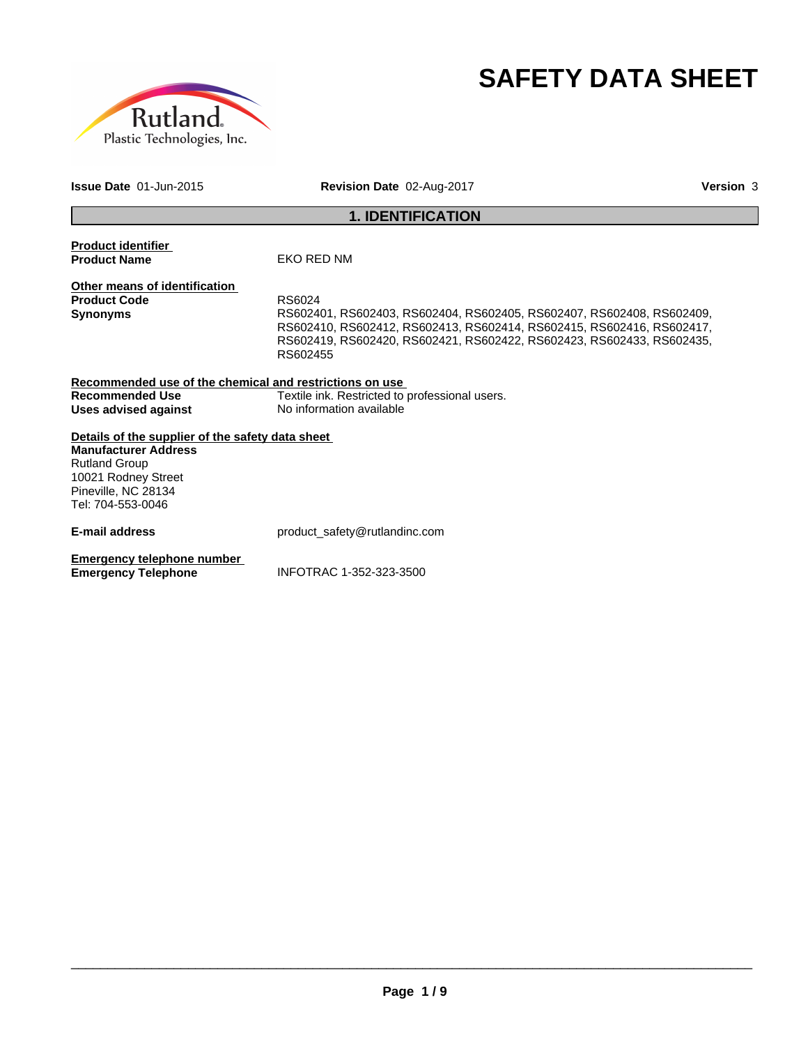# SAFETY DATA SHEET

**Issue Date** 01-Jun-2015 **Revision Date** 02-Aug-2017 **Version** 3

## 1. IDENTIFICATION

**Product identifier**

**Product Name** EKO RED NM

**Other means of identification**

**Product Code** RS6024

**Synonyms** RS602401, RS602403, RS602404, RS602405, RS602407, RS602408, RS602409, RS602410, RS602412, RS602413, RS602414, RS602415, RS602416, RS602417, RS602419, RS602420, RS602421, RS602422, RS602423, RS602433, RS602435, RS602455

**Recommended use of the chemical and restrictions on use**

**Recommended Use** Textile ink. Restricted to professional users.

**Uses advised against** No information available

**Details of the supplier of the safety data sheet**

**Manufacturer Address**
Rutland Group
10021 Rodney Street
Pineville, NC 28134
Tel: 704-553-0046

**E-mail address** product_safety@rutlandinc.com

**Emergency telephone number**

**Emergency Telephone** INFOTRAC 1-352-323-3500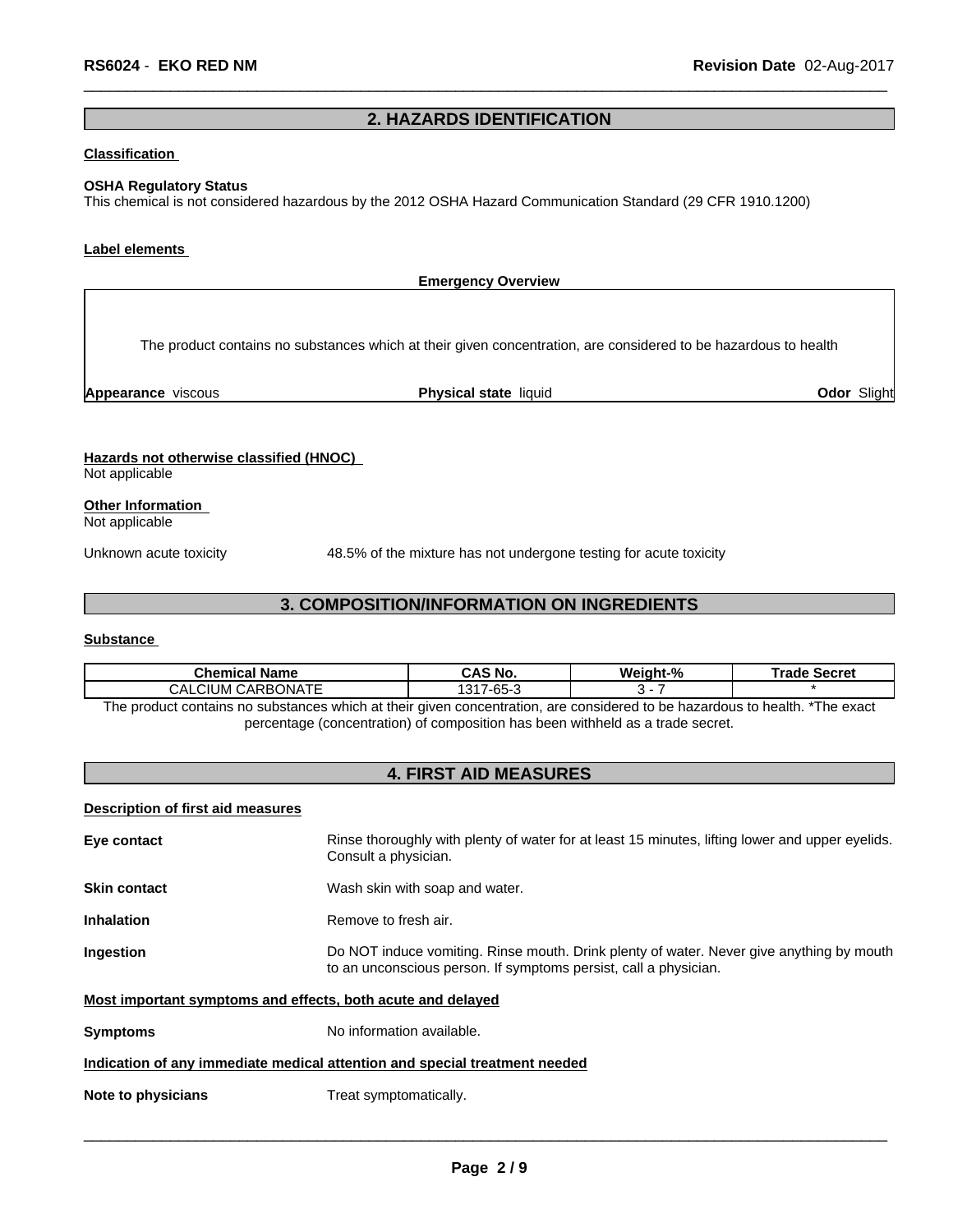## 2. HAZARDS IDENTIFICATION

**Classification**

**OSHA Regulatory Status**
This chemical is not considered hazardous by the 2012 OSHA Hazard Communication Standard (29 CFR 1910.1200)

**Label elements**

**Emergency Overview**

The product contains no substances which at their given concentration, are considered to be hazardous to health

**Appearance** viscous | **Physical state** liquid | **Odor** Slight

**Hazards not otherwise classified (HNOC)**
Not applicable

**Other Information**
Not applicable

Unknown acute toxicity 48.5% of the mixture has not undergone testing for acute toxicity

## 3. COMPOSITION/INFORMATION ON INGREDIENTS

**Substance**

| Chemical Name | CAS No. | Weight-% | Trade Secret |
|---|---|---|---|
| CALCIUM CARBONATE | 1317-65-3 | 3 - 7 | * |

The product contains no substances which at their given concentration, are considered to be hazardous to health. *The exact percentage (concentration) of composition has been withheld as a trade secret.

## 4. FIRST AID MEASURES

**Description of first aid measures**

**Eye contact** Rinse thoroughly with plenty of water for at least 15 minutes, lifting lower and upper eyelids. Consult a physician.

**Skin contact** Wash skin with soap and water.

**Inhalation** Remove to fresh air.

**Ingestion** Do NOT induce vomiting. Rinse mouth. Drink plenty of water. Never give anything by mouth to an unconscious person. If symptoms persist, call a physician.

**Most important symptoms and effects, both acute and delayed**

**Symptoms** No information available.

**Indication of any immediate medical attention and special treatment needed**

**Note to physicians** Treat symptomatically.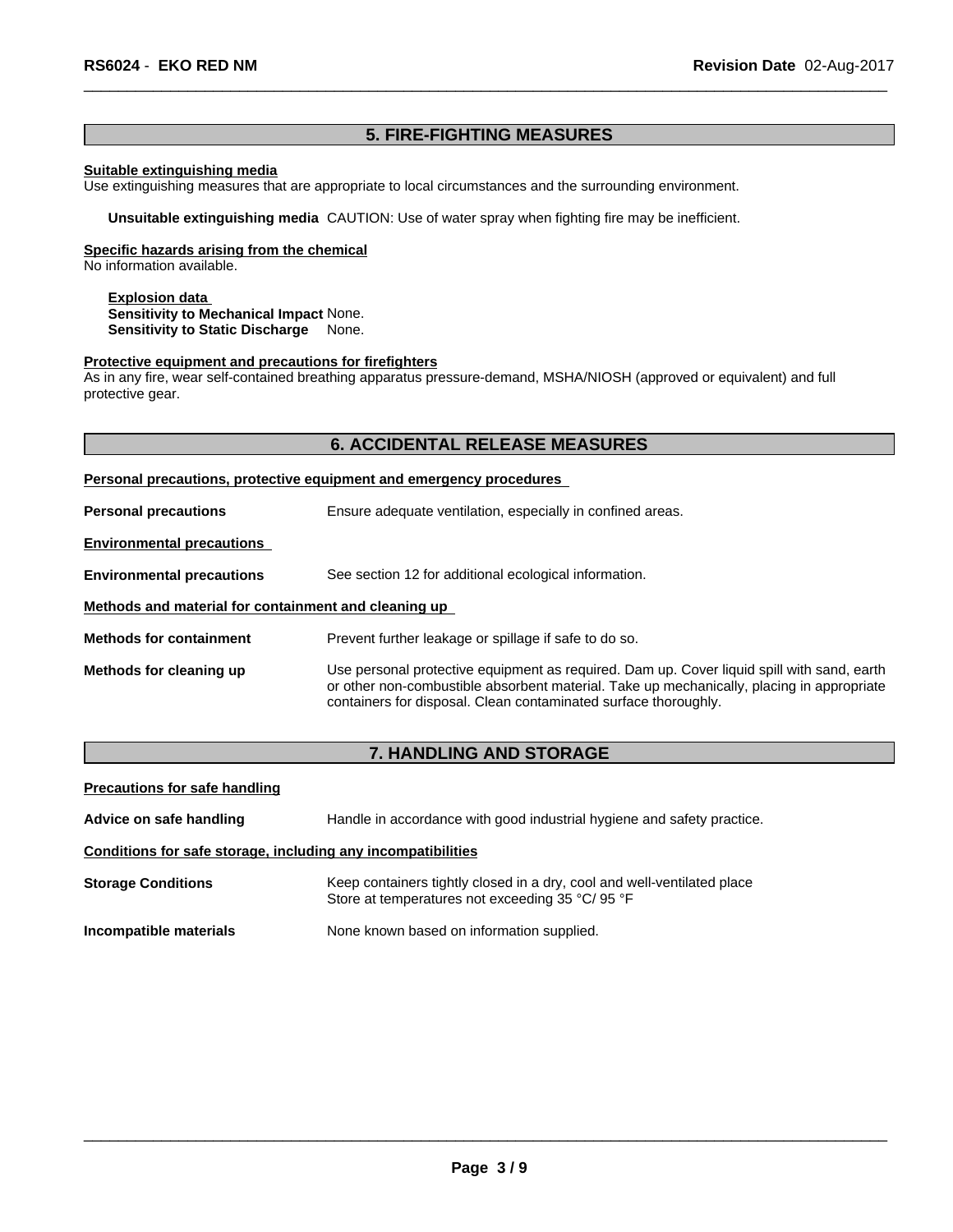## 5. FIRE-FIGHTING MEASURES

**Suitable extinguishing media**

Use extinguishing measures that are appropriate to local circumstances and the surrounding environment.

**Unsuitable extinguishing media** CAUTION: Use of water spray when fighting fire may be inefficient.

**Specific hazards arising from the chemical**

No information available.

**Explosion data**

**Sensitivity to Mechanical Impact** None.

**Sensitivity to Static Discharge** None.

**Protective equipment and precautions for firefighters**

As in any fire, wear self-contained breathing apparatus pressure-demand, MSHA/NIOSH (approved or equivalent) and full protective gear.

## 6. ACCIDENTAL RELEASE MEASURES

**Personal precautions, protective equipment and emergency procedures**

**Personal precautions** Ensure adequate ventilation, especially in confined areas.

**Environmental precautions**

**Environmental precautions** See section 12 for additional ecological information.

**Methods and material for containment and cleaning up**

**Methods for containment** Prevent further leakage or spillage if safe to do so.

**Methods for cleaning up** Use personal protective equipment as required. Dam up. Cover liquid spill with sand, earth or other non-combustible absorbent material. Take up mechanically, placing in appropriate containers for disposal. Clean contaminated surface thoroughly.

## 7. HANDLING AND STORAGE

**Precautions for safe handling**

**Advice on safe handling** Handle in accordance with good industrial hygiene and safety practice.

**Conditions for safe storage, including any incompatibilities**

**Storage Conditions** Keep containers tightly closed in a dry, cool and well-ventilated place
Store at temperatures not exceeding 35 °C/ 95 °F

**Incompatible materials** None known based on information supplied.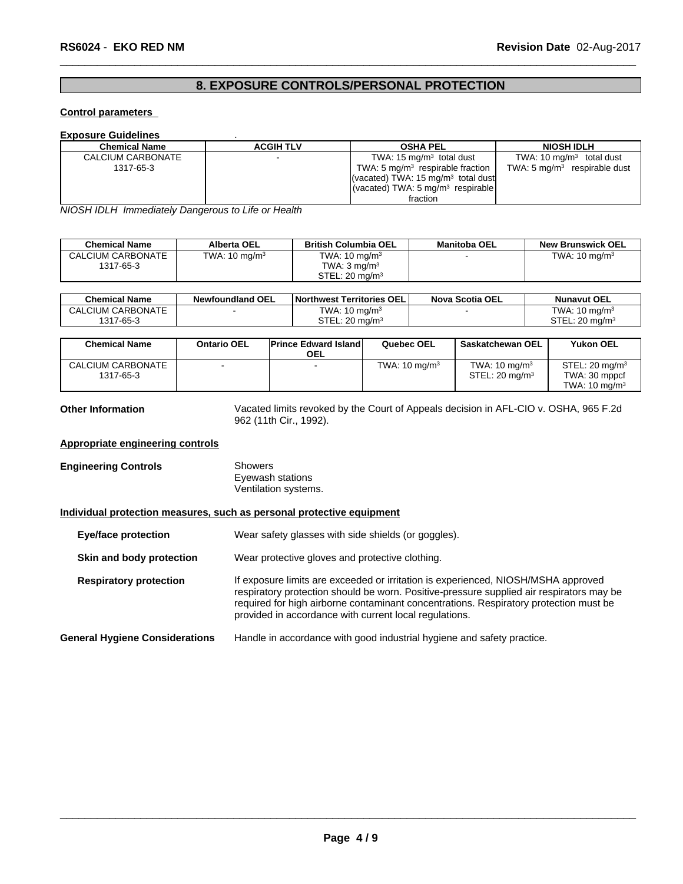## 8. EXPOSURE CONTROLS/PERSONAL PROTECTION

**Control parameters**

**Exposure Guidelines** .

| Chemical Name | ACGIH TLV | OSHA PEL | NIOSH IDLH |
|---|---|---|---|
| CALCIUM CARBONATE<br>1317-65-3 | - | TWA: 15 mg/m³ total dust<br>TWA: 5 mg/m³ respirable fraction<br>(vacated) TWA: 15 mg/m³ total dust<br>(vacated) TWA: 5 mg/m³ respirable fraction | TWA: 10 mg/m³ total dust<br>TWA: 5 mg/m³ respirable dust |

*NIOSH IDLH Immediately Dangerous to Life or Health*

| Chemical Name | Alberta OEL | British Columbia OEL | Manitoba OEL | New Brunswick OEL |
|---|---|---|---|---|
| CALCIUM CARBONATE<br>1317-65-3 | TWA: 10 mg/m³ | TWA: 10 mg/m³<br>TWA: 3 mg/m³<br>STEL: 20 mg/m³ | - | TWA: 10 mg/m³ |

| Chemical Name | Newfoundland OEL | Northwest Territories OEL | Nova Scotia OEL | Nunavut OEL |
|---|---|---|---|---|
| CALCIUM CARBONATE<br>1317-65-3 | - | TWA: 10 mg/m³<br>STEL: 20 mg/m³ | - | TWA: 10 mg/m³<br>STEL: 20 mg/m³ |

| Chemical Name | Ontario OEL | Prince Edward Island OEL | Quebec OEL | Saskatchewan OEL | Yukon OEL |
|---|---|---|---|---|---|
| CALCIUM CARBONATE<br>1317-65-3 | - | - | TWA: 10 mg/m³ | TWA: 10 mg/m³<br>STEL: 20 mg/m³ | STEL: 20 mg/m³<br>TWA: 30 mppcf<br>TWA: 10 mg/m³ |

**Other Information** Vacated limits revoked by the Court of Appeals decision in AFL-CIO v. OSHA, 965 F.2d 962 (11th Cir., 1992).

**Appropriate engineering controls**

**Engineering Controls**
Showers
Eyewash stations
Ventilation systems.

**Individual protection measures, such as personal protective equipment**

**Eye/face protection** Wear safety glasses with side shields (or goggles).

**Skin and body protection** Wear protective gloves and protective clothing.

**Respiratory protection** If exposure limits are exceeded or irritation is experienced, NIOSH/MSHA approved respiratory protection should be worn. Positive-pressure supplied air respirators may be required for high airborne contaminant concentrations. Respiratory protection must be provided in accordance with current local regulations.

**General Hygiene Considerations** Handle in accordance with good industrial hygiene and safety practice.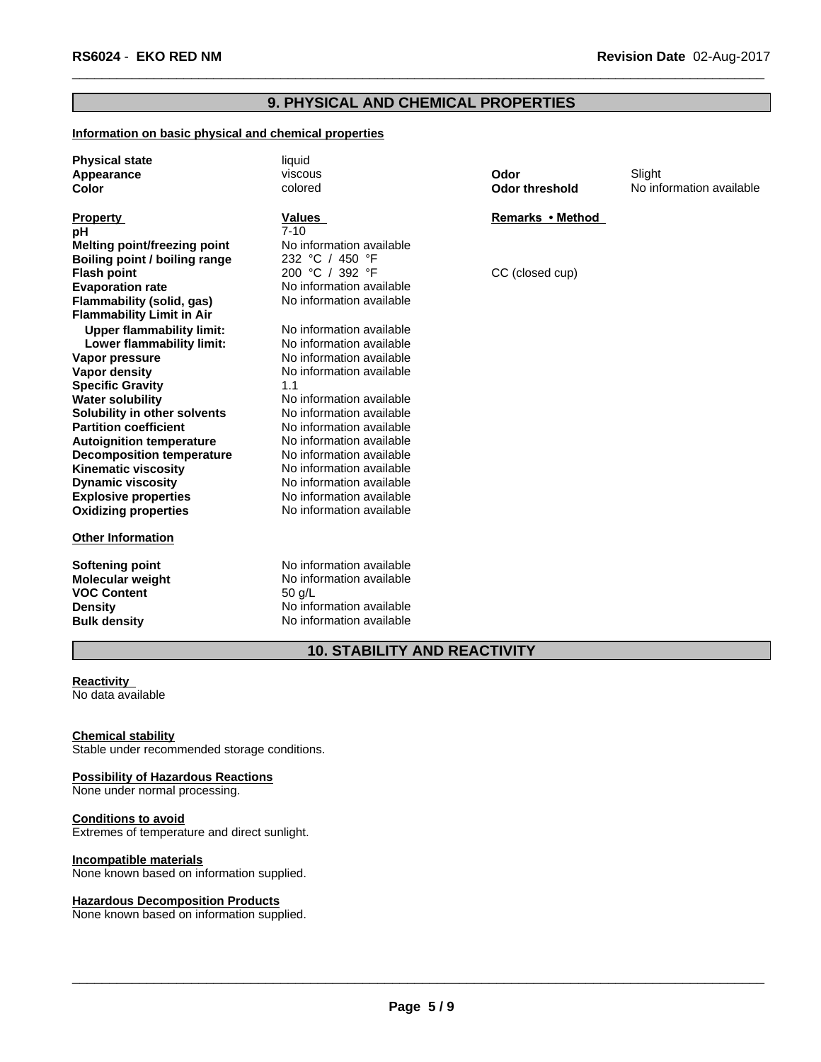## 9. PHYSICAL AND CHEMICAL PROPERTIES

**Information on basic physical and chemical properties**

| | | | |
|---|---|---|---|
| **Physical state** | liquid | | |
| **Appearance** | viscous | **Odor** | Slight |
| **Color** | colored | **Odor threshold** | No information available |

| **Property** | **Values** | **Remarks • Method** |
|---|---|---|
| **pH** | 7-10 | |
| **Melting point/freezing point** | No information available | |
| **Boiling point / boiling range** | 232 °C / 450 °F | |
| **Flash point** | 200 °C / 392 °F | CC (closed cup) |
| **Evaporation rate** | No information available | |
| **Flammability (solid, gas)** | No information available | |
| **Flammability Limit in Air** | | |
| **Upper flammability limit:** | No information available | |
| **Lower flammability limit:** | No information available | |
| **Vapor pressure** | No information available | |
| **Vapor density** | No information available | |
| **Specific Gravity** | 1.1 | |
| **Water solubility** | No information available | |
| **Solubility in other solvents** | No information available | |
| **Partition coefficient** | No information available | |
| **Autoignition temperature** | No information available | |
| **Decomposition temperature** | No information available | |
| **Kinematic viscosity** | No information available | |
| **Dynamic viscosity** | No information available | |
| **Explosive properties** | No information available | |
| **Oxidizing properties** | No information available | |

**Other Information**

| | |
|---|---|
| **Softening point** | No information available |
| **Molecular weight** | No information available |
| **VOC Content** | 50 g/L |
| **Density** | No information available |
| **Bulk density** | No information available |

## 10. STABILITY AND REACTIVITY

**Reactivity**
No data available

**Chemical stability**
Stable under recommended storage conditions.

**Possibility of Hazardous Reactions**
None under normal processing.

**Conditions to avoid**
Extremes of temperature and direct sunlight.

**Incompatible materials**
None known based on information supplied.

**Hazardous Decomposition Products**
None known based on information supplied.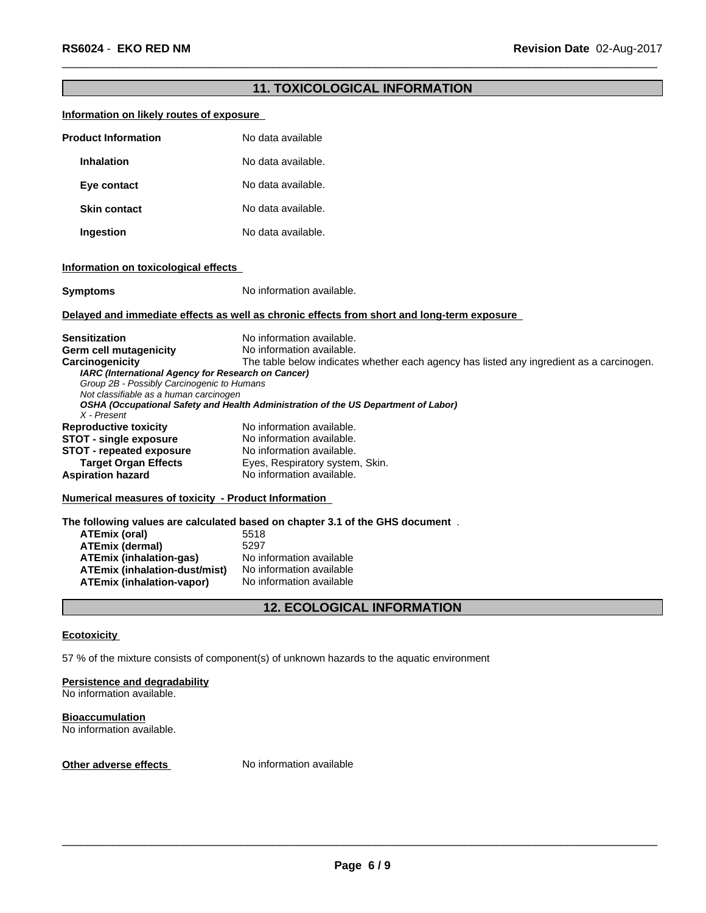## 11. TOXICOLOGICAL INFORMATION

**Information on likely routes of exposure**

**Product Information** No data available

**Inhalation** No data available.

**Eye contact** No data available.

**Skin contact** No data available.

**Ingestion** No data available.

**Information on toxicological effects**

**Symptoms** No information available.

**Delayed and immediate effects as well as chronic effects from short and long-term exposure**

**Sensitization** No information available.
**Germ cell mutagenicity** No information available.
**Carcinogenicity** The table below indicates whether each agency has listed any ingredient as a carcinogen.

***IARC (International Agency for Research on Cancer)***
*Group 2B - Possibly Carcinogenic to Humans*
*Not classifiable as a human carcinogen*
***OSHA (Occupational Safety and Health Administration of the US Department of Labor)***
*X - Present*

**Reproductive toxicity** No information available.
**STOT - single exposure** No information available.
**STOT - repeated exposure** No information available.
**Target Organ Effects** Eyes, Respiratory system, Skin.
**Aspiration hazard** No information available.

**Numerical measures of toxicity - Product Information**

**The following values are calculated based on chapter 3.1 of the GHS document** .

| | |
|---|---|
| **ATEmix (oral)** | 5518 |
| **ATEmix (dermal)** | 5297 |
| **ATEmix (inhalation-gas)** | No information available |
| **ATEmix (inhalation-dust/mist)** | No information available |
| **ATEmix (inhalation-vapor)** | No information available |

## 12. ECOLOGICAL INFORMATION

**Ecotoxicity**

57 % of the mixture consists of component(s) of unknown hazards to the aquatic environment

**Persistence and degradability**
No information available.

**Bioaccumulation**
No information available.

**Other adverse effects** No information available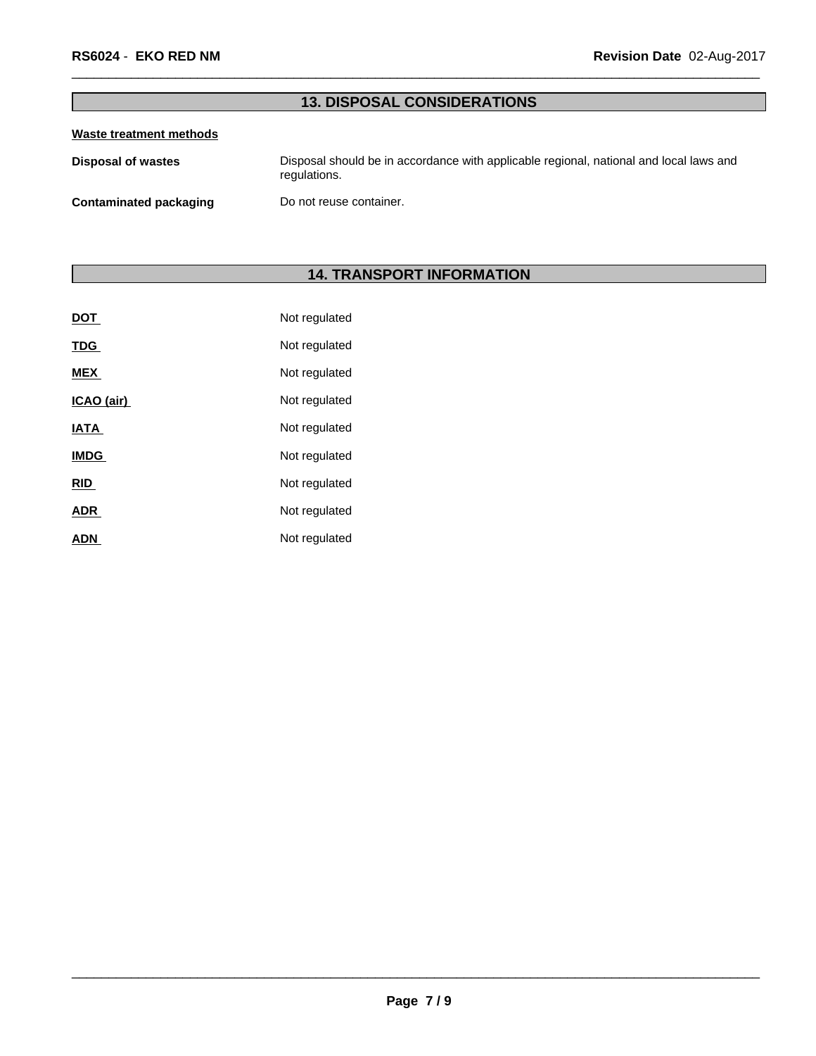## 13. DISPOSAL CONSIDERATIONS

**Waste treatment methods**

**Disposal of wastes** Disposal should be in accordance with applicable regional, national and local laws and regulations.

**Contaminated packaging** Do not reuse container.

## 14. TRANSPORT INFORMATION

**DOT** Not regulated

**TDG** Not regulated

**MEX** Not regulated

**ICAO (air)** Not regulated

**IATA** Not regulated

**IMDG** Not regulated

**RID** Not regulated

**ADR** Not regulated

**ADN** Not regulated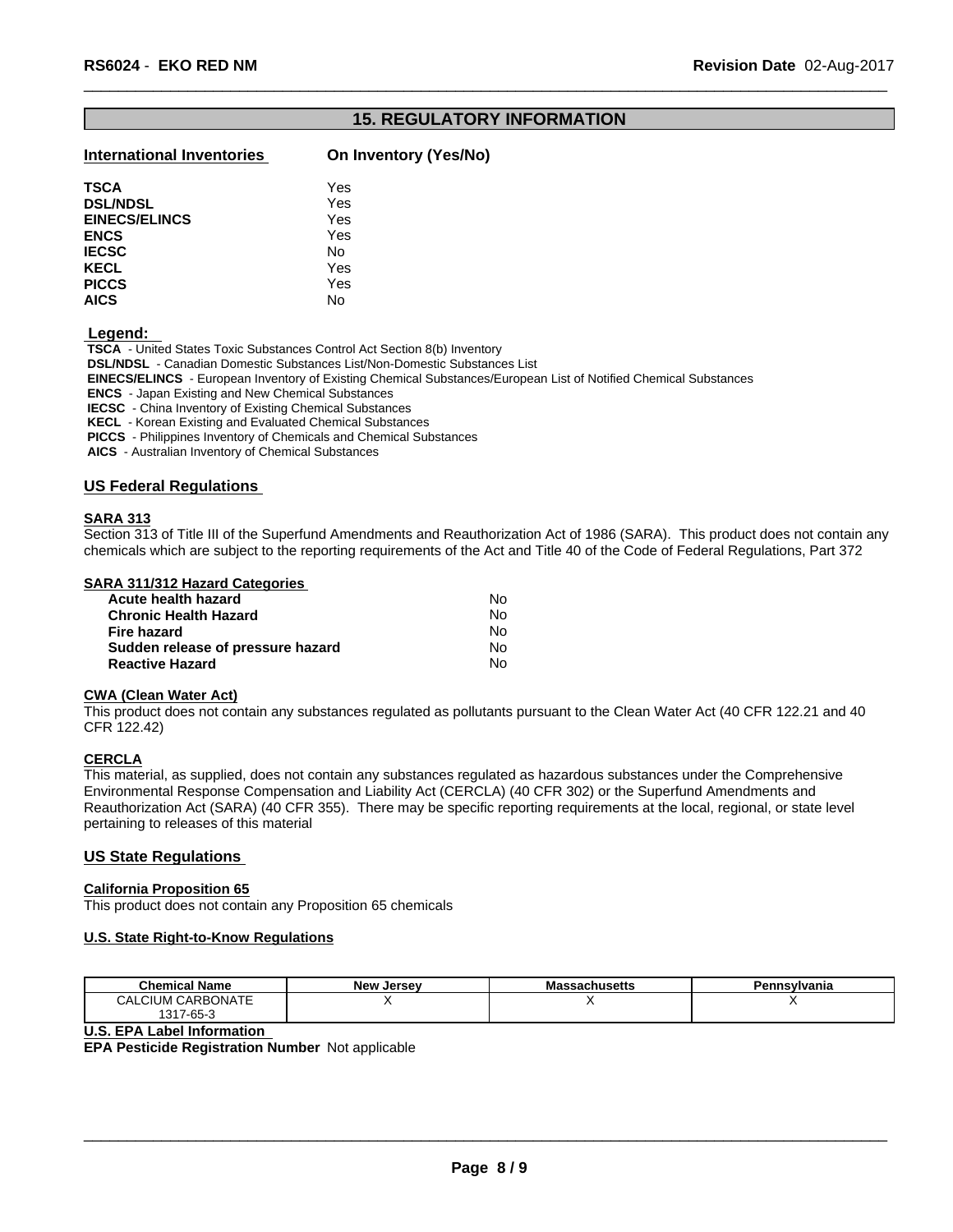## 15. REGULATORY INFORMATION

| International Inventories | On Inventory (Yes/No) |
|---|---|
| **TSCA** | Yes |
| **DSL/NDSL** | Yes |
| **EINECS/ELINCS** | Yes |
| **ENCS** | Yes |
| **IECSC** | No |
| **KECL** | Yes |
| **PICCS** | Yes |
| **AICS** | No |

**Legend:**

**TSCA** - United States Toxic Substances Control Act Section 8(b) Inventory
**DSL/NDSL** - Canadian Domestic Substances List/Non-Domestic Substances List
**EINECS/ELINCS** - European Inventory of Existing Chemical Substances/European List of Notified Chemical Substances
**ENCS** - Japan Existing and New Chemical Substances
**IECSC** - China Inventory of Existing Chemical Substances
**KECL** - Korean Existing and Evaluated Chemical Substances
**PICCS** - Philippines Inventory of Chemicals and Chemical Substances
**AICS** - Australian Inventory of Chemical Substances

### US Federal Regulations

**SARA 313**

Section 313 of Title III of the Superfund Amendments and Reauthorization Act of 1986 (SARA). This product does not contain any chemicals which are subject to the reporting requirements of the Act and Title 40 of the Code of Federal Regulations, Part 372

**SARA 311/312 Hazard Categories**

| | |
|---|---|
| **Acute health hazard** | No |
| **Chronic Health Hazard** | No |
| **Fire hazard** | No |
| **Sudden release of pressure hazard** | No |
| **Reactive Hazard** | No |

**CWA (Clean Water Act)**

This product does not contain any substances regulated as pollutants pursuant to the Clean Water Act (40 CFR 122.21 and 40 CFR 122.42)

**CERCLA**

This material, as supplied, does not contain any substances regulated as hazardous substances under the Comprehensive Environmental Response Compensation and Liability Act (CERCLA) (40 CFR 302) or the Superfund Amendments and Reauthorization Act (SARA) (40 CFR 355). There may be specific reporting requirements at the local, regional, or state level pertaining to releases of this material

### US State Regulations

**California Proposition 65**

This product does not contain any Proposition 65 chemicals

**U.S. State Right-to-Know Regulations**

| Chemical Name | New Jersey | Massachusetts | Pennsylvania |
|---|---|---|---|
| CALCIUM CARBONATE 1317-65-3 | X | X | X |

**U.S. EPA Label Information**

**EPA Pesticide Registration Number** Not applicable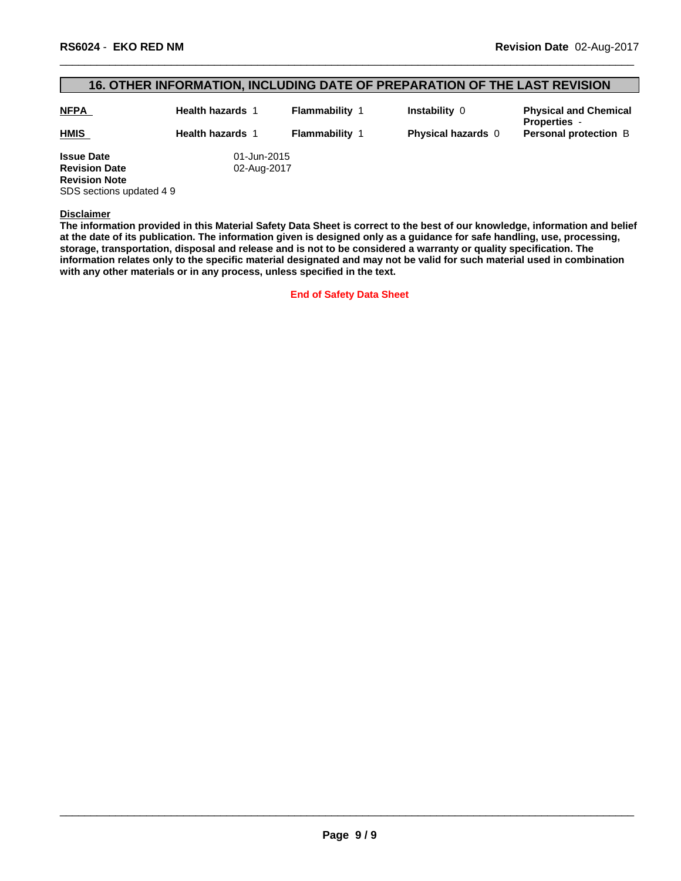## 16. OTHER INFORMATION, INCLUDING DATE OF PREPARATION OF THE LAST REVISION

| | | | | |
|---|---|---|---|---|
| **NFPA** | **Health hazards** 1 | **Flammability** 1 | **Instability** 0 | **Physical and Chemical Properties** - |
| **HMIS** | **Health hazards** 1 | **Flammability** 1 | **Physical hazards** 0 | **Personal protection** B |

**Issue Date** 01-Jun-2015
**Revision Date** 02-Aug-2017
**Revision Note**
SDS sections updated 4 9

**Disclaimer**

**The information provided in this Material Safety Data Sheet is correct to the best of our knowledge, information and belief at the date of its publication. The information given is designed only as a guidance for safe handling, use, processing, storage, transportation, disposal and release and is not to be considered a warranty or quality specification. The information relates only to the specific material designated and may not be valid for such material used in combination with any other materials or in any process, unless specified in the text.**

**End of Safety Data Sheet**